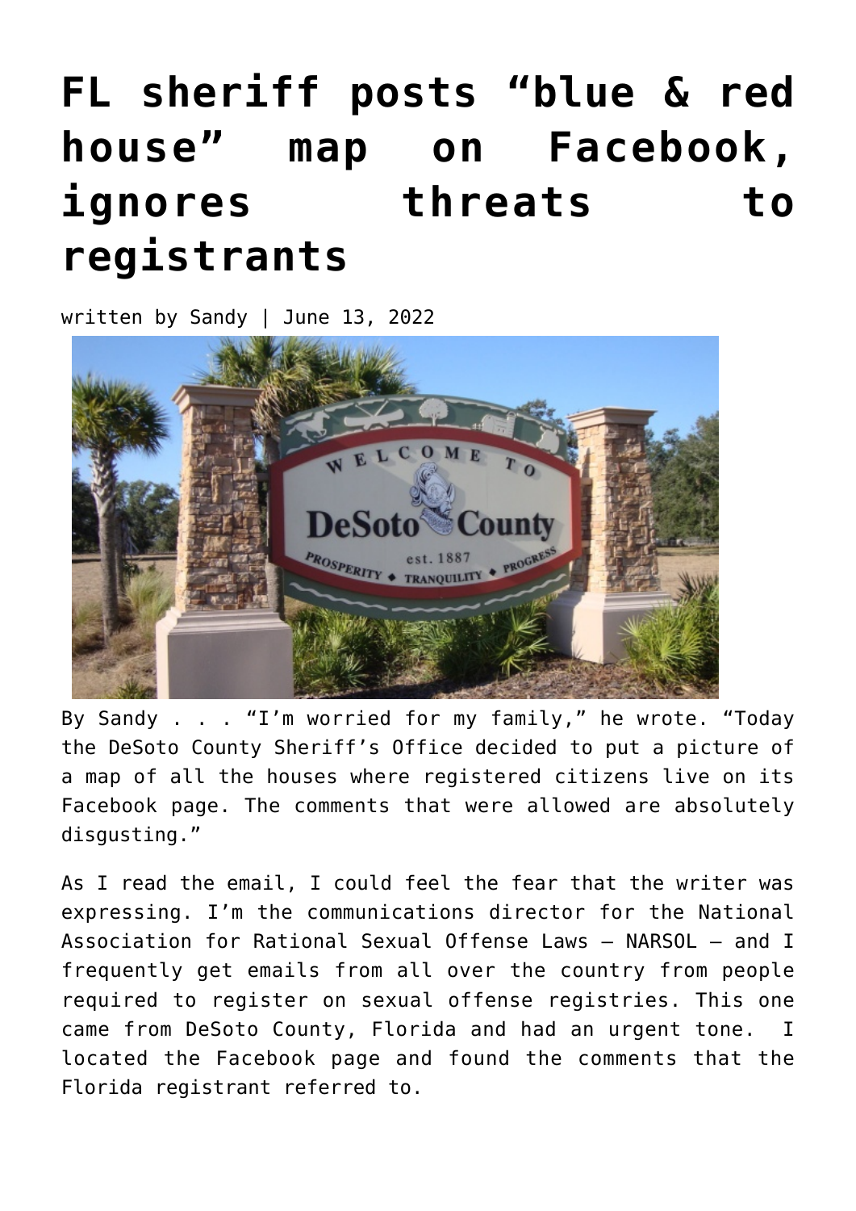# FL sheriff posts "blue & red house" map on Facebook, ignores threats to registrants

written by Sandy | June 13, 2022

By Sandy . . . "I'm worried for my family," he wrote. "Today the DeSoto County Sheriff's Office decided to put a picture of a map of all the houses where registered citizens live on its Facebook page. The comments that were allowed are absolutely disgusting."

As I read the email, I could feel the fear that the writer was expressing. I'm the communications director for the National Association for Rational Sexual Offense Laws – NARSOL – and I frequently get emails from all over the country from people required to register on sexual offense registries. This one came from DeSoto County, Florida and had an urgent tone. I located the Facebook page and found the comments that the Florida registrant referred to.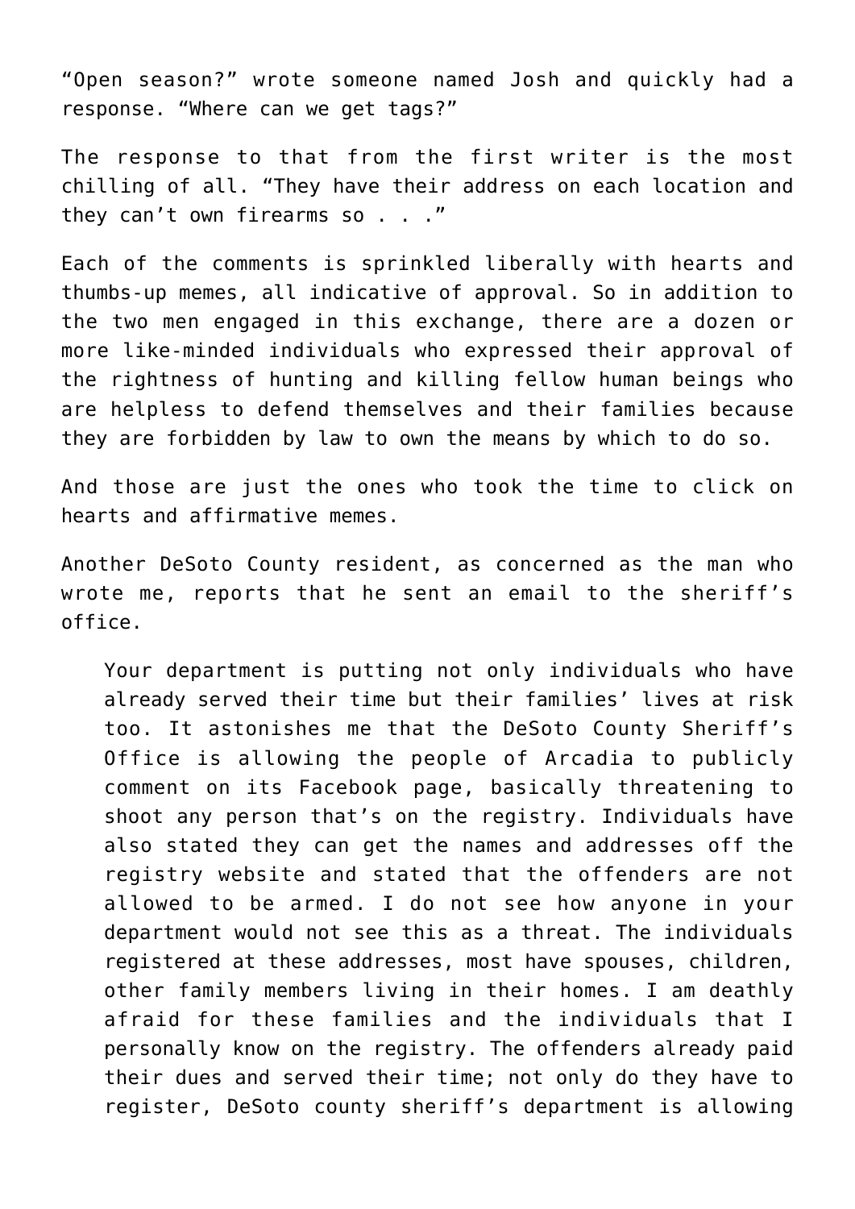"Open season?" wrote someone named Josh and quickly had a response. "Where can we get tags?"

The response to that from the first writer is the most chilling of all. "They have their address on each location and they can't own firearms so . . ."

Each of the comments is sprinkled liberally with hearts and thumbs-up memes, all indicative of approval. So in addition to the two men engaged in this exchange, there are a dozen or more like-minded individuals who expressed their approval of the rightness of hunting and killing fellow human beings who are helpless to defend themselves and their families because they are forbidden by law to own the means by which to do so.

And those are just the ones who took the time to click on hearts and affirmative memes.

Another DeSoto County resident, as concerned as the man who wrote me, reports that he sent an email to the sheriff's office.

> Your department is putting not only individuals who have already served their time but their families' lives at risk too. It astonishes me that the DeSoto County Sheriff's Office is allowing the people of Arcadia to publicly comment on its Facebook page, basically threatening to shoot any person that's on the registry. Individuals have also stated they can get the names and addresses off the registry website and stated that the offenders are not allowed to be armed. I do not see how anyone in your department would not see this as a threat. The individuals registered at these addresses, most have spouses, children, other family members living in their homes. I am deathly afraid for these families and the individuals that I personally know on the registry. The offenders already paid their dues and served their time; not only do they have to register, DeSoto county sheriff's department is allowing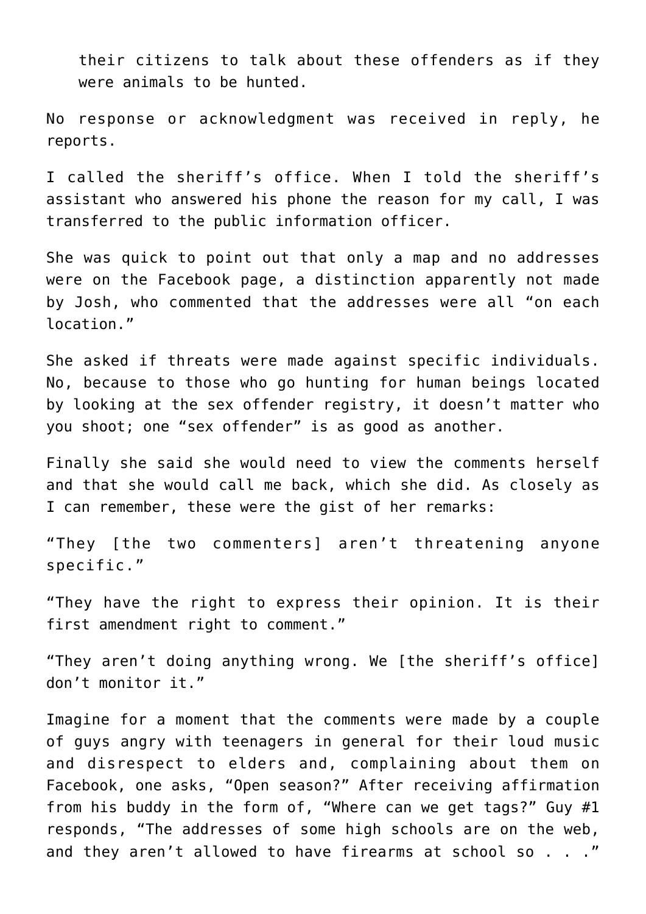their citizens to talk about these offenders as if they were animals to be hunted.

No response or acknowledgment was received in reply, he reports.

I called the sheriff's office. When I told the sheriff's assistant who answered his phone the reason for my call, I was transferred to the public information officer.

She was quick to point out that only a map and no addresses were on the Facebook page, a distinction apparently not made by Josh, who commented that the addresses were all "on each location."

She asked if threats were made against specific individuals. No, because to those who go hunting for human beings located by looking at the sex offender registry, it doesn't matter who you shoot; one "sex offender" is as good as another.

Finally she said she would need to view the comments herself and that she would call me back, which she did. As closely as I can remember, these were the gist of her remarks:

"They [the two commenters] aren't threatening anyone specific."

"They have the right to express their opinion. It is their first amendment right to comment."

"They aren't doing anything wrong. We [the sheriff's office] don't monitor it."

Imagine for a moment that the comments were made by a couple of guys angry with teenagers in general for their loud music and disrespect to elders and, complaining about them on Facebook, one asks, "Open season?" After receiving affirmation from his buddy in the form of, "Where can we get tags?" Guy #1 responds, "The addresses of some high schools are on the web, and they aren't allowed to have firearms at school so . . ."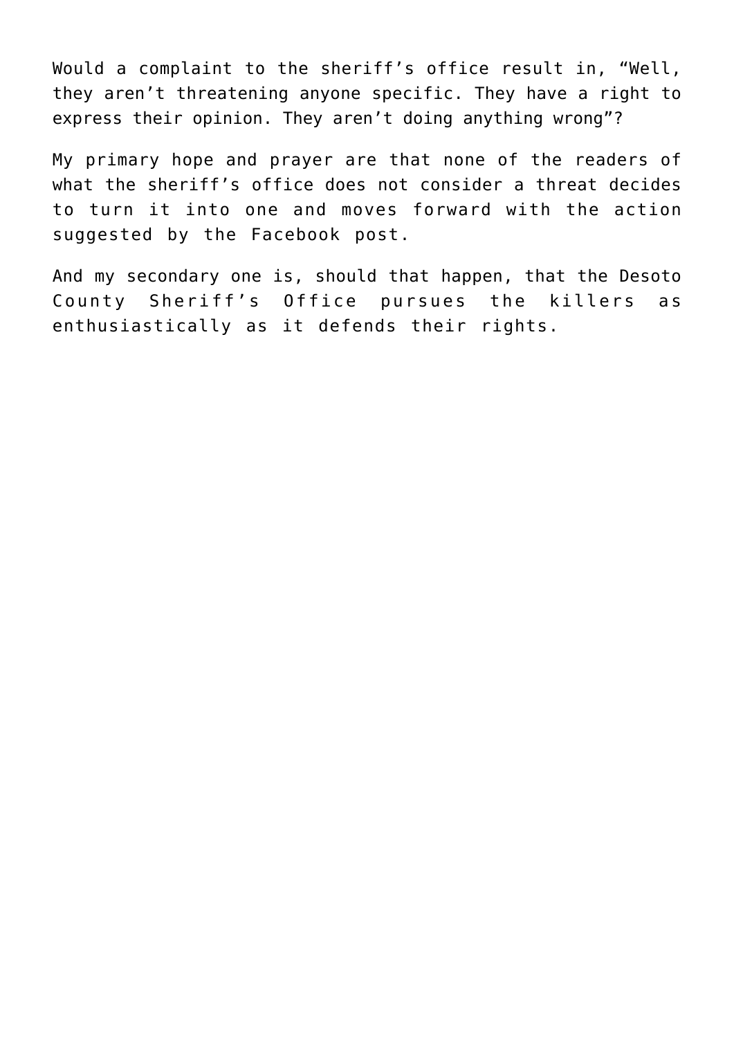Would a complaint to the sheriff's office result in, "Well, they aren't threatening anyone specific. They have a right to express their opinion. They aren't doing anything wrong"?

My primary hope and prayer are that none of the readers of what the sheriff's office does not consider a threat decides to turn it into one and moves forward with the action suggested by the Facebook post.

And my secondary one is, should that happen, that the Desoto County Sheriff's Office pursues the killers as enthusiastically as it defends their rights.